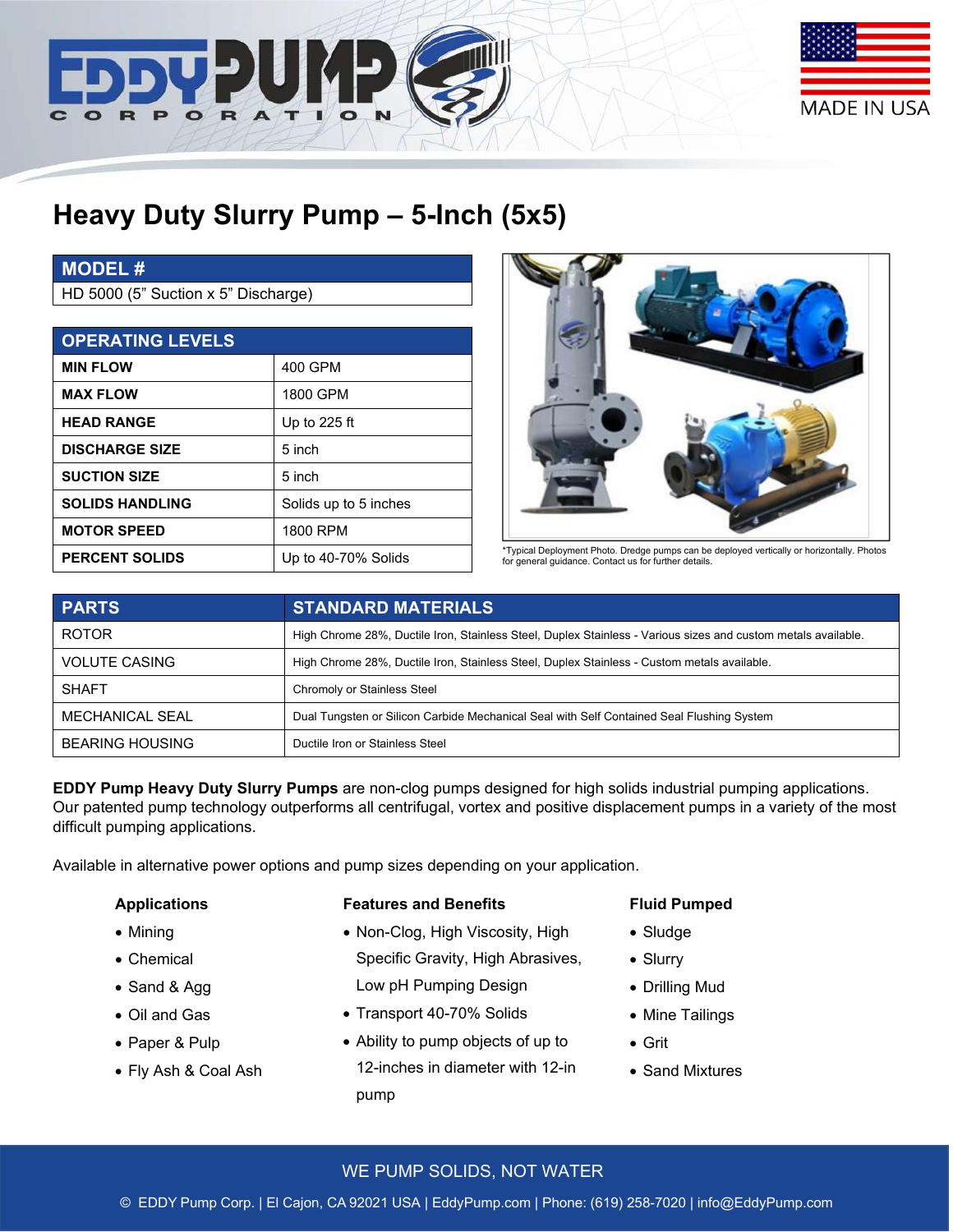# Heavy Duty Slurry Pump – 5-Inch (5x5)

| MODEL # |
| --- |
| HD 5000 (5" Suction x 5" Discharge) |

| OPERATING LEVELS | |
| --- | --- |
| **MIN FLOW** | 400 GPM |
| **MAX FLOW** | 1800 GPM |
| **HEAD RANGE** | Up to 225 ft |
| **DISCHARGE SIZE** | 5 inch |
| **SUCTION SIZE** | 5 inch |
| **SOLIDS HANDLING** | Solids up to 5 inches |
| **MOTOR SPEED** | 1800 RPM |
| **PERCENT SOLIDS** | Up to 40-70% Solids |

*Typical Deployment Photo. Dredge pumps can be deployed vertically or horizontally. Photos for general guidance. Contact us for further details.

| PARTS | STANDARD MATERIALS |
| --- | --- |
| ROTOR | High Chrome 28%, Ductile Iron, Stainless Steel, Duplex Stainless - Various sizes and custom metals available. |
| VOLUTE CASING | High Chrome 28%, Ductile Iron, Stainless Steel, Duplex Stainless - Custom metals available. |
| SHAFT | Chromoly or Stainless Steel |
| MECHANICAL SEAL | Dual Tungsten or Silicon Carbide Mechanical Seal with Self Contained Seal Flushing System |
| BEARING HOUSING | Ductile Iron or Stainless Steel |

**EDDY Pump Heavy Duty Slurry Pumps** are non-clog pumps designed for high solids industrial pumping applications. Our patented pump technology outperforms all centrifugal, vortex and positive displacement pumps in a variety of the most difficult pumping applications.

Available in alternative power options and pump sizes depending on your application.

**Applications**

- Mining
- Chemical
- Sand & Agg
- Oil and Gas
- Paper & Pulp
- Fly Ash & Coal Ash

**Features and Benefits**

- Non-Clog, High Viscosity, High Specific Gravity, High Abrasives, Low pH Pumping Design
- Transport 40-70% Solids
- Ability to pump objects of up to 12-inches in diameter with 12-in pump

**Fluid Pumped**

- Sludge
- Slurry
- Drilling Mud
- Mine Tailings
- Grit
- Sand Mixtures

WE PUMP SOLIDS, NOT WATER

© EDDY Pump Corp. | El Cajon, CA 92021 USA | EddyPump.com | Phone: (619) 258-7020 | info@EddyPump.com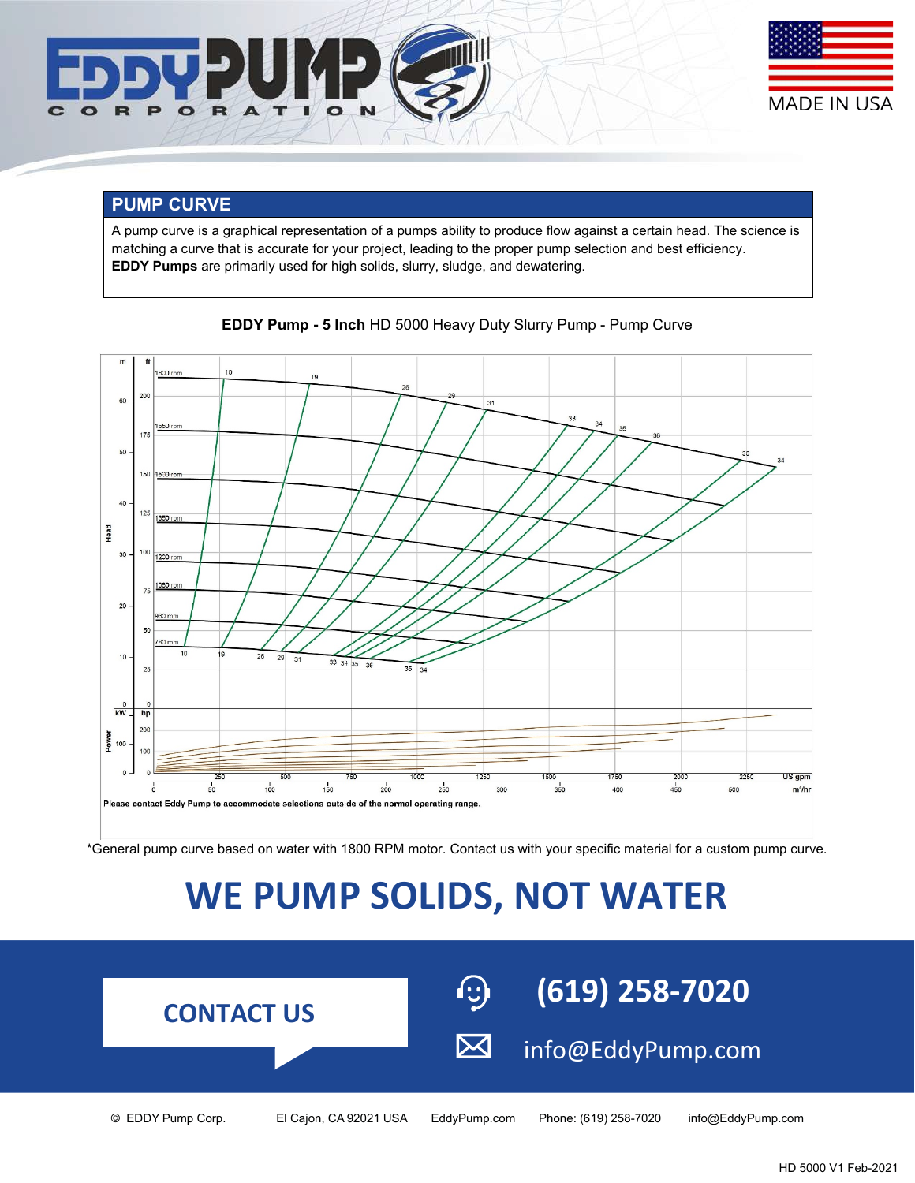EDDY PUMP CORPORATION

MADE IN USA

## PUMP CURVE

A pump curve is a graphical representation of a pumps ability to produce flow against a certain head. The science is matching a curve that is accurate for your project, leading to the proper pump selection and best efficiency.
**EDDY Pumps** are primarily used for high solids, slurry, sludge, and dewatering.

**EDDY Pump - 5 Inch** HD 5000 Heavy Duty Slurry Pump - Pump Curve

m ft
Head
1800 rpm
1650 rpm
1500 rpm
1350 rpm
1200 rpm
1080 rpm
930 rpm
780 rpm
10 19 26 29 31 33 34 35 36 35 34
0 10 20 30 40 50 60
0 25 50 75 100 125 150 175 200
Power
kW hp
0 100
0 100 200
250 500 750 1000 1250 1500 1750 2000 2250 US gpm
0 50 100 150 200 250 300 350 400 450 500 m³/hr

Please contact Eddy Pump to accommodate selections outside of the normal operating range.

*General pump curve based on water with 1800 RPM motor. Contact us with your specific material for a custom pump curve.

# WE PUMP SOLIDS, NOT WATER

**CONTACT US**

(619) 258-7020

info@EddyPump.com

© EDDY Pump Corp. El Cajon, CA 92021 USA EddyPump.com Phone: (619) 258-7020 info@EddyPump.com

HD 5000 V1 Feb-2021